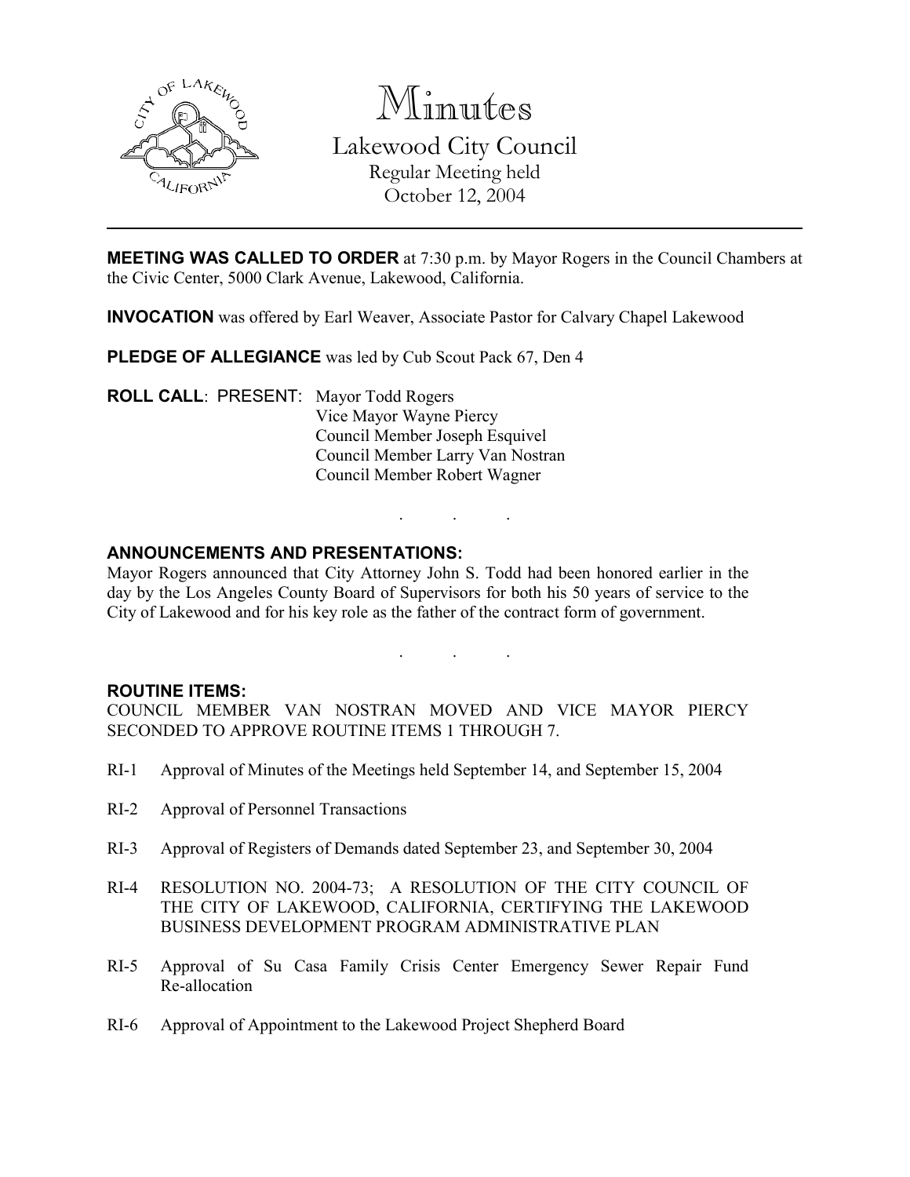# Minutes

Lakewood City Council
Regular Meeting held
October 12, 2004

---

**MEETING WAS CALLED TO ORDER** at 7:30 p.m. by Mayor Rogers in the Council Chambers at the Civic Center, 5000 Clark Avenue, Lakewood, California.

**INVOCATION** was offered by Earl Weaver, Associate Pastor for Calvary Chapel Lakewood

**PLEDGE OF ALLEGIANCE** was led by Cub Scout Pack 67, Den 4

**ROLL CALL**: PRESENT: Mayor Todd Rogers
Vice Mayor Wayne Piercy
Council Member Joseph Esquivel
Council Member Larry Van Nostran
Council Member Robert Wagner

. . .

**ANNOUNCEMENTS AND PRESENTATIONS:**

Mayor Rogers announced that City Attorney John S. Todd had been honored earlier in the day by the Los Angeles County Board of Supervisors for both his 50 years of service to the City of Lakewood and for his key role as the father of the contract form of government.

. . .

**ROUTINE ITEMS:**

COUNCIL MEMBER VAN NOSTRAN MOVED AND VICE MAYOR PIERCY SECONDED TO APPROVE ROUTINE ITEMS 1 THROUGH 7.

RI-1 Approval of Minutes of the Meetings held September 14, and September 15, 2004

RI-2 Approval of Personnel Transactions

RI-3 Approval of Registers of Demands dated September 23, and September 30, 2004

RI-4 RESOLUTION NO. 2004-73; A RESOLUTION OF THE CITY COUNCIL OF THE CITY OF LAKEWOOD, CALIFORNIA, CERTIFYING THE LAKEWOOD BUSINESS DEVELOPMENT PROGRAM ADMINISTRATIVE PLAN

RI-5 Approval of Su Casa Family Crisis Center Emergency Sewer Repair Fund Re-allocation

RI-6 Approval of Appointment to the Lakewood Project Shepherd Board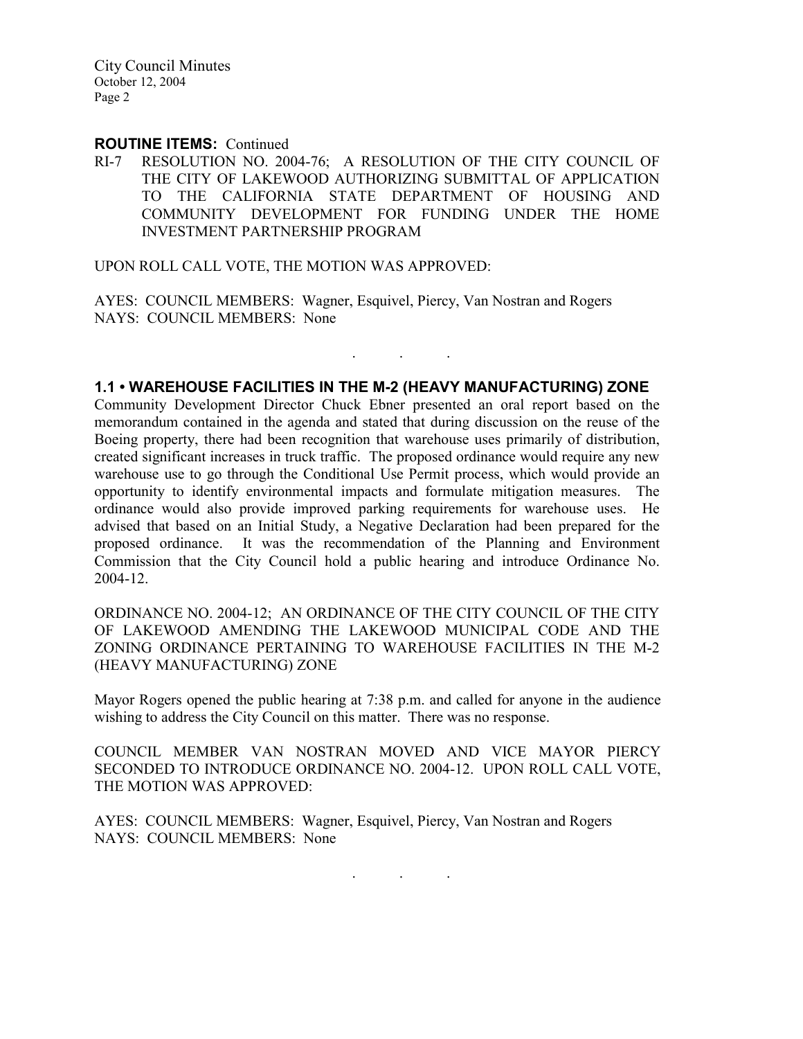**ROUTINE ITEMS:** Continued

RI-7 RESOLUTION NO. 2004-76; A RESOLUTION OF THE CITY COUNCIL OF THE CITY OF LAKEWOOD AUTHORIZING SUBMITTAL OF APPLICATION TO THE CALIFORNIA STATE DEPARTMENT OF HOUSING AND COMMUNITY DEVELOPMENT FOR FUNDING UNDER THE HOME INVESTMENT PARTNERSHIP PROGRAM

UPON ROLL CALL VOTE, THE MOTION WAS APPROVED:

AYES: COUNCIL MEMBERS: Wagner, Esquivel, Piercy, Van Nostran and Rogers
NAYS: COUNCIL MEMBERS: None

. . .

### 1.1 • WAREHOUSE FACILITIES IN THE M-2 (HEAVY MANUFACTURING) ZONE

Community Development Director Chuck Ebner presented an oral report based on the memorandum contained in the agenda and stated that during discussion on the reuse of the Boeing property, there had been recognition that warehouse uses primarily of distribution, created significant increases in truck traffic. The proposed ordinance would require any new warehouse use to go through the Conditional Use Permit process, which would provide an opportunity to identify environmental impacts and formulate mitigation measures. The ordinance would also provide improved parking requirements for warehouse uses. He advised that based on an Initial Study, a Negative Declaration had been prepared for the proposed ordinance. It was the recommendation of the Planning and Environment Commission that the City Council hold a public hearing and introduce Ordinance No. 2004-12.

ORDINANCE NO. 2004-12; AN ORDINANCE OF THE CITY COUNCIL OF THE CITY OF LAKEWOOD AMENDING THE LAKEWOOD MUNICIPAL CODE AND THE ZONING ORDINANCE PERTAINING TO WAREHOUSE FACILITIES IN THE M-2 (HEAVY MANUFACTURING) ZONE

Mayor Rogers opened the public hearing at 7:38 p.m. and called for anyone in the audience wishing to address the City Council on this matter. There was no response.

COUNCIL MEMBER VAN NOSTRAN MOVED AND VICE MAYOR PIERCY SECONDED TO INTRODUCE ORDINANCE NO. 2004-12. UPON ROLL CALL VOTE, THE MOTION WAS APPROVED:

AYES: COUNCIL MEMBERS: Wagner, Esquivel, Piercy, Van Nostran and Rogers
NAYS: COUNCIL MEMBERS: None

. . .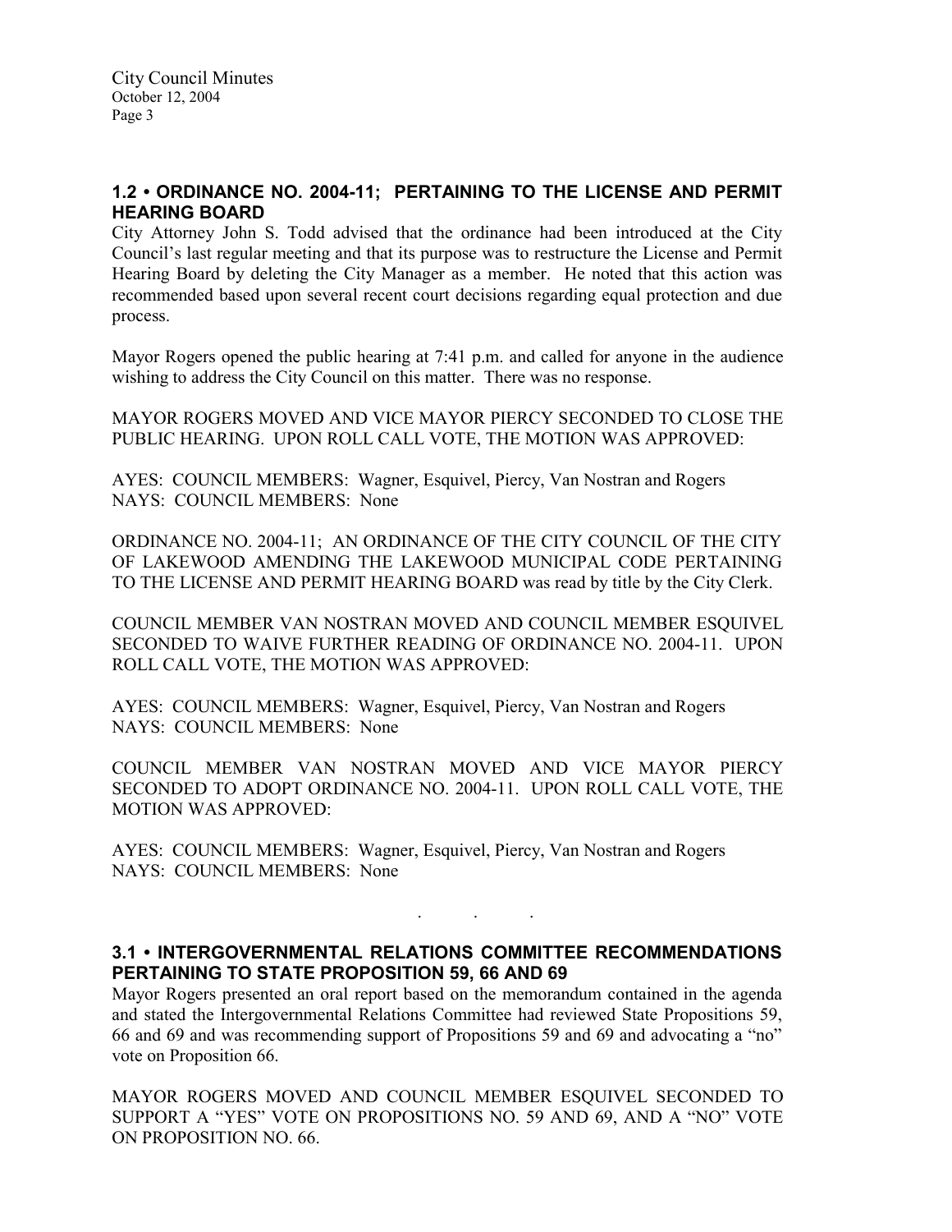### 1.2 • ORDINANCE NO. 2004-11; PERTAINING TO THE LICENSE AND PERMIT HEARING BOARD

City Attorney John S. Todd advised that the ordinance had been introduced at the City Council's last regular meeting and that its purpose was to restructure the License and Permit Hearing Board by deleting the City Manager as a member. He noted that this action was recommended based upon several recent court decisions regarding equal protection and due process.

Mayor Rogers opened the public hearing at 7:41 p.m. and called for anyone in the audience wishing to address the City Council on this matter. There was no response.

MAYOR ROGERS MOVED AND VICE MAYOR PIERCY SECONDED TO CLOSE THE PUBLIC HEARING. UPON ROLL CALL VOTE, THE MOTION WAS APPROVED:

AYES: COUNCIL MEMBERS: Wagner, Esquivel, Piercy, Van Nostran and Rogers
NAYS: COUNCIL MEMBERS: None

ORDINANCE NO. 2004-11; AN ORDINANCE OF THE CITY COUNCIL OF THE CITY OF LAKEWOOD AMENDING THE LAKEWOOD MUNICIPAL CODE PERTAINING TO THE LICENSE AND PERMIT HEARING BOARD was read by title by the City Clerk.

COUNCIL MEMBER VAN NOSTRAN MOVED AND COUNCIL MEMBER ESQUIVEL SECONDED TO WAIVE FURTHER READING OF ORDINANCE NO. 2004-11. UPON ROLL CALL VOTE, THE MOTION WAS APPROVED:

AYES: COUNCIL MEMBERS: Wagner, Esquivel, Piercy, Van Nostran and Rogers
NAYS: COUNCIL MEMBERS: None

COUNCIL MEMBER VAN NOSTRAN MOVED AND VICE MAYOR PIERCY SECONDED TO ADOPT ORDINANCE NO. 2004-11. UPON ROLL CALL VOTE, THE MOTION WAS APPROVED:

AYES: COUNCIL MEMBERS: Wagner, Esquivel, Piercy, Van Nostran and Rogers
NAYS: COUNCIL MEMBERS: None

. . .

### 3.1 • INTERGOVERNMENTAL RELATIONS COMMITTEE RECOMMENDATIONS PERTAINING TO STATE PROPOSITION 59, 66 AND 69

Mayor Rogers presented an oral report based on the memorandum contained in the agenda and stated the Intergovernmental Relations Committee had reviewed State Propositions 59, 66 and 69 and was recommending support of Propositions 59 and 69 and advocating a "no" vote on Proposition 66.

MAYOR ROGERS MOVED AND COUNCIL MEMBER ESQUIVEL SECONDED TO SUPPORT A "YES" VOTE ON PROPOSITIONS NO. 59 AND 69, AND A "NO" VOTE ON PROPOSITION NO. 66.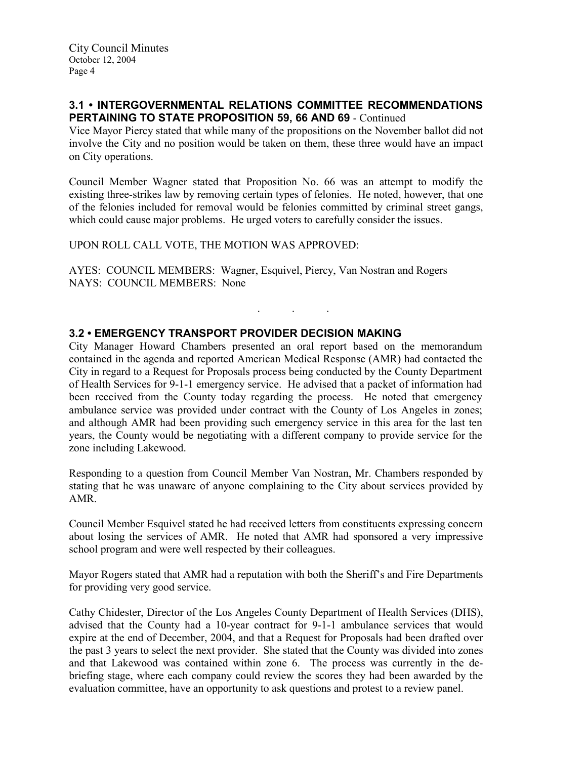### 3.1 • INTERGOVERNMENTAL RELATIONS COMMITTEE RECOMMENDATIONS PERTAINING TO STATE PROPOSITION 59, 66 AND 69 - Continued

Vice Mayor Piercy stated that while many of the propositions on the November ballot did not involve the City and no position would be taken on them, these three would have an impact on City operations.

Council Member Wagner stated that Proposition No. 66 was an attempt to modify the existing three-strikes law by removing certain types of felonies. He noted, however, that one of the felonies included for removal would be felonies committed by criminal street gangs, which could cause major problems. He urged voters to carefully consider the issues.

UPON ROLL CALL VOTE, THE MOTION WAS APPROVED:

AYES: COUNCIL MEMBERS: Wagner, Esquivel, Piercy, Van Nostran and Rogers
NAYS: COUNCIL MEMBERS: None

. . .

### 3.2 • EMERGENCY TRANSPORT PROVIDER DECISION MAKING

City Manager Howard Chambers presented an oral report based on the memorandum contained in the agenda and reported American Medical Response (AMR) had contacted the City in regard to a Request for Proposals process being conducted by the County Department of Health Services for 9-1-1 emergency service. He advised that a packet of information had been received from the County today regarding the process. He noted that emergency ambulance service was provided under contract with the County of Los Angeles in zones; and although AMR had been providing such emergency service in this area for the last ten years, the County would be negotiating with a different company to provide service for the zone including Lakewood.

Responding to a question from Council Member Van Nostran, Mr. Chambers responded by stating that he was unaware of anyone complaining to the City about services provided by AMR.

Council Member Esquivel stated he had received letters from constituents expressing concern about losing the services of AMR. He noted that AMR had sponsored a very impressive school program and were well respected by their colleagues.

Mayor Rogers stated that AMR had a reputation with both the Sheriff's and Fire Departments for providing very good service.

Cathy Chidester, Director of the Los Angeles County Department of Health Services (DHS), advised that the County had a 10-year contract for 9-1-1 ambulance services that would expire at the end of December, 2004, and that a Request for Proposals had been drafted over the past 3 years to select the next provider. She stated that the County was divided into zones and that Lakewood was contained within zone 6. The process was currently in the de-briefing stage, where each company could review the scores they had been awarded by the evaluation committee, have an opportunity to ask questions and protest to a review panel.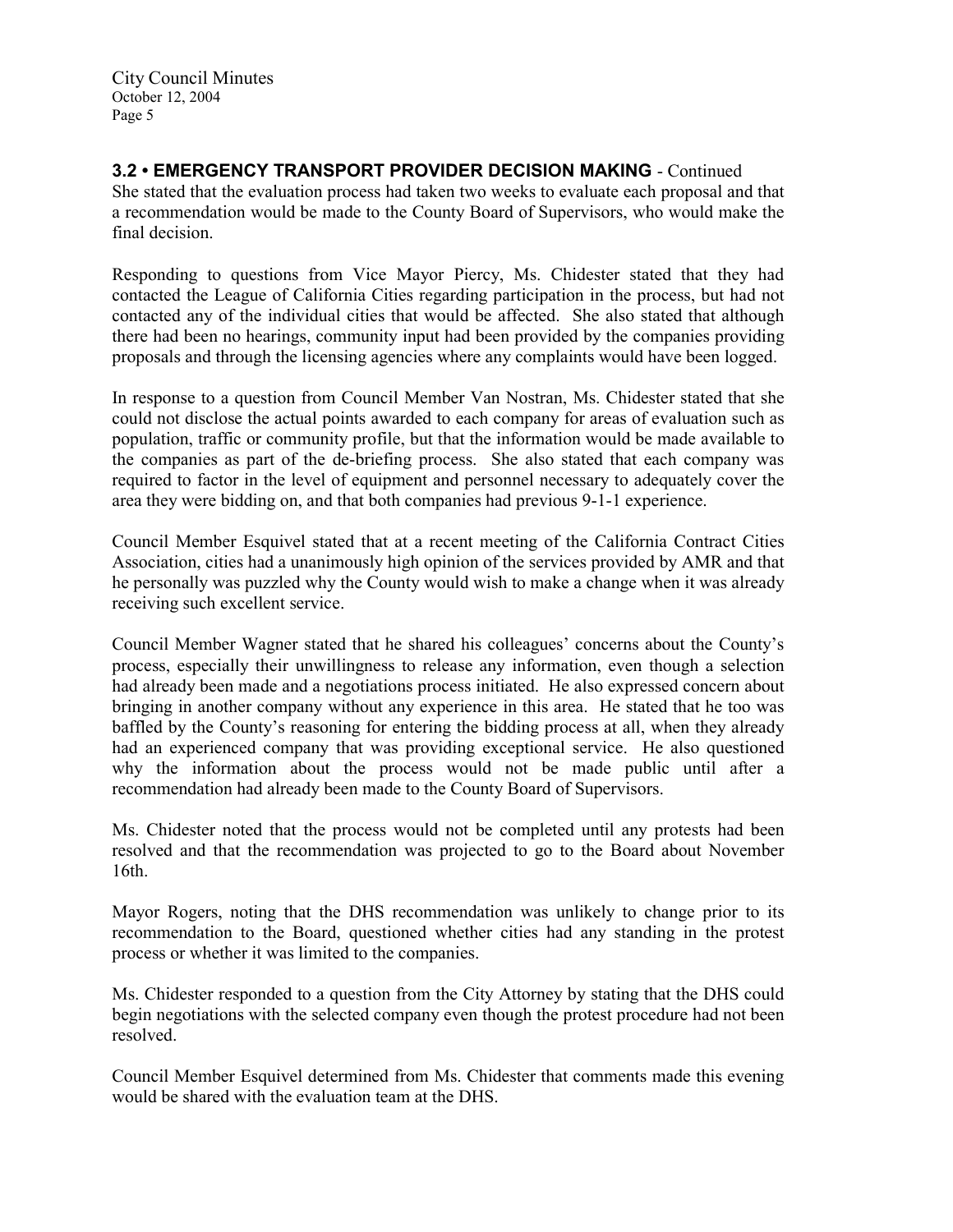**3.2 • EMERGENCY TRANSPORT PROVIDER DECISION MAKING** - Continued

She stated that the evaluation process had taken two weeks to evaluate each proposal and that a recommendation would be made to the County Board of Supervisors, who would make the final decision.

Responding to questions from Vice Mayor Piercy, Ms. Chidester stated that they had contacted the League of California Cities regarding participation in the process, but had not contacted any of the individual cities that would be affected. She also stated that although there had been no hearings, community input had been provided by the companies providing proposals and through the licensing agencies where any complaints would have been logged.

In response to a question from Council Member Van Nostran, Ms. Chidester stated that she could not disclose the actual points awarded to each company for areas of evaluation such as population, traffic or community profile, but that the information would be made available to the companies as part of the de-briefing process. She also stated that each company was required to factor in the level of equipment and personnel necessary to adequately cover the area they were bidding on, and that both companies had previous 9-1-1 experience.

Council Member Esquivel stated that at a recent meeting of the California Contract Cities Association, cities had a unanimously high opinion of the services provided by AMR and that he personally was puzzled why the County would wish to make a change when it was already receiving such excellent service.

Council Member Wagner stated that he shared his colleagues' concerns about the County's process, especially their unwillingness to release any information, even though a selection had already been made and a negotiations process initiated. He also expressed concern about bringing in another company without any experience in this area. He stated that he too was baffled by the County's reasoning for entering the bidding process at all, when they already had an experienced company that was providing exceptional service. He also questioned why the information about the process would not be made public until after a recommendation had already been made to the County Board of Supervisors.

Ms. Chidester noted that the process would not be completed until any protests had been resolved and that the recommendation was projected to go to the Board about November 16th.

Mayor Rogers, noting that the DHS recommendation was unlikely to change prior to its recommendation to the Board, questioned whether cities had any standing in the protest process or whether it was limited to the companies.

Ms. Chidester responded to a question from the City Attorney by stating that the DHS could begin negotiations with the selected company even though the protest procedure had not been resolved.

Council Member Esquivel determined from Ms. Chidester that comments made this evening would be shared with the evaluation team at the DHS.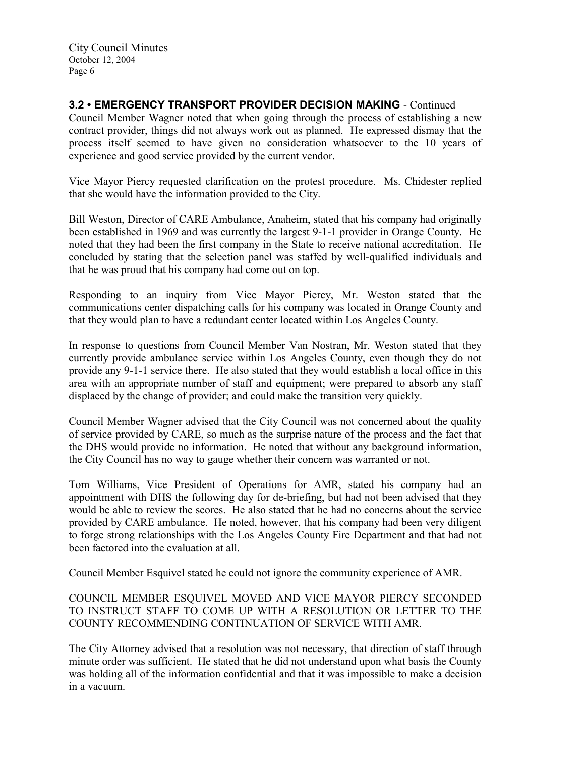### 3.2 • EMERGENCY TRANSPORT PROVIDER DECISION MAKING - Continued

Council Member Wagner noted that when going through the process of establishing a new contract provider, things did not always work out as planned. He expressed dismay that the process itself seemed to have given no consideration whatsoever to the 10 years of experience and good service provided by the current vendor.

Vice Mayor Piercy requested clarification on the protest procedure. Ms. Chidester replied that she would have the information provided to the City.

Bill Weston, Director of CARE Ambulance, Anaheim, stated that his company had originally been established in 1969 and was currently the largest 9-1-1 provider in Orange County. He noted that they had been the first company in the State to receive national accreditation. He concluded by stating that the selection panel was staffed by well-qualified individuals and that he was proud that his company had come out on top.

Responding to an inquiry from Vice Mayor Piercy, Mr. Weston stated that the communications center dispatching calls for his company was located in Orange County and that they would plan to have a redundant center located within Los Angeles County.

In response to questions from Council Member Van Nostran, Mr. Weston stated that they currently provide ambulance service within Los Angeles County, even though they do not provide any 9-1-1 service there. He also stated that they would establish a local office in this area with an appropriate number of staff and equipment; were prepared to absorb any staff displaced by the change of provider; and could make the transition very quickly.

Council Member Wagner advised that the City Council was not concerned about the quality of service provided by CARE, so much as the surprise nature of the process and the fact that the DHS would provide no information. He noted that without any background information, the City Council has no way to gauge whether their concern was warranted or not.

Tom Williams, Vice President of Operations for AMR, stated his company had an appointment with DHS the following day for de-briefing, but had not been advised that they would be able to review the scores. He also stated that he had no concerns about the service provided by CARE ambulance. He noted, however, that his company had been very diligent to forge strong relationships with the Los Angeles County Fire Department and that had not been factored into the evaluation at all.

Council Member Esquivel stated he could not ignore the community experience of AMR.

COUNCIL MEMBER ESQUIVEL MOVED AND VICE MAYOR PIERCY SECONDED TO INSTRUCT STAFF TO COME UP WITH A RESOLUTION OR LETTER TO THE COUNTY RECOMMENDING CONTINUATION OF SERVICE WITH AMR.

The City Attorney advised that a resolution was not necessary, that direction of staff through minute order was sufficient. He stated that he did not understand upon what basis the County was holding all of the information confidential and that it was impossible to make a decision in a vacuum.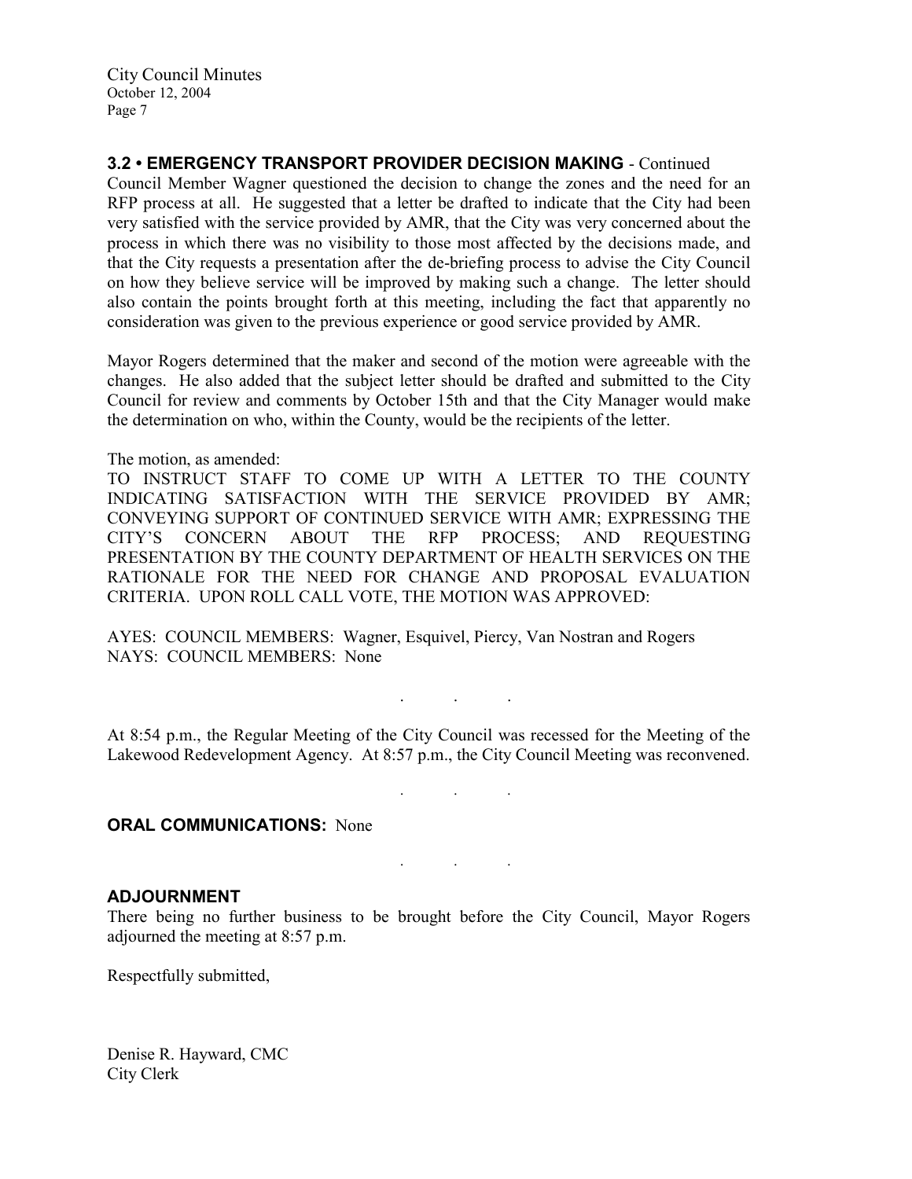### 3.2 • EMERGENCY TRANSPORT PROVIDER DECISION MAKING - Continued

Council Member Wagner questioned the decision to change the zones and the need for an RFP process at all. He suggested that a letter be drafted to indicate that the City had been very satisfied with the service provided by AMR, that the City was very concerned about the process in which there was no visibility to those most affected by the decisions made, and that the City requests a presentation after the de-briefing process to advise the City Council on how they believe service will be improved by making such a change. The letter should also contain the points brought forth at this meeting, including the fact that apparently no consideration was given to the previous experience or good service provided by AMR.

Mayor Rogers determined that the maker and second of the motion were agreeable with the changes. He also added that the subject letter should be drafted and submitted to the City Council for review and comments by October 15th and that the City Manager would make the determination on who, within the County, would be the recipients of the letter.

The motion, as amended:

TO INSTRUCT STAFF TO COME UP WITH A LETTER TO THE COUNTY INDICATING SATISFACTION WITH THE SERVICE PROVIDED BY AMR; CONVEYING SUPPORT OF CONTINUED SERVICE WITH AMR; EXPRESSING THE CITY'S CONCERN ABOUT THE RFP PROCESS; AND REQUESTING PRESENTATION BY THE COUNTY DEPARTMENT OF HEALTH SERVICES ON THE RATIONALE FOR THE NEED FOR CHANGE AND PROPOSAL EVALUATION CRITERIA. UPON ROLL CALL VOTE, THE MOTION WAS APPROVED:

AYES: COUNCIL MEMBERS: Wagner, Esquivel, Piercy, Van Nostran and Rogers
NAYS: COUNCIL MEMBERS: None

. . .

At 8:54 p.m., the Regular Meeting of the City Council was recessed for the Meeting of the Lakewood Redevelopment Agency. At 8:57 p.m., the City Council Meeting was reconvened.

. . .

**ORAL COMMUNICATIONS:** None

. . .

### ADJOURNMENT

There being no further business to be brought before the City Council, Mayor Rogers adjourned the meeting at 8:57 p.m.

Respectfully submitted,

Denise R. Hayward, CMC
City Clerk